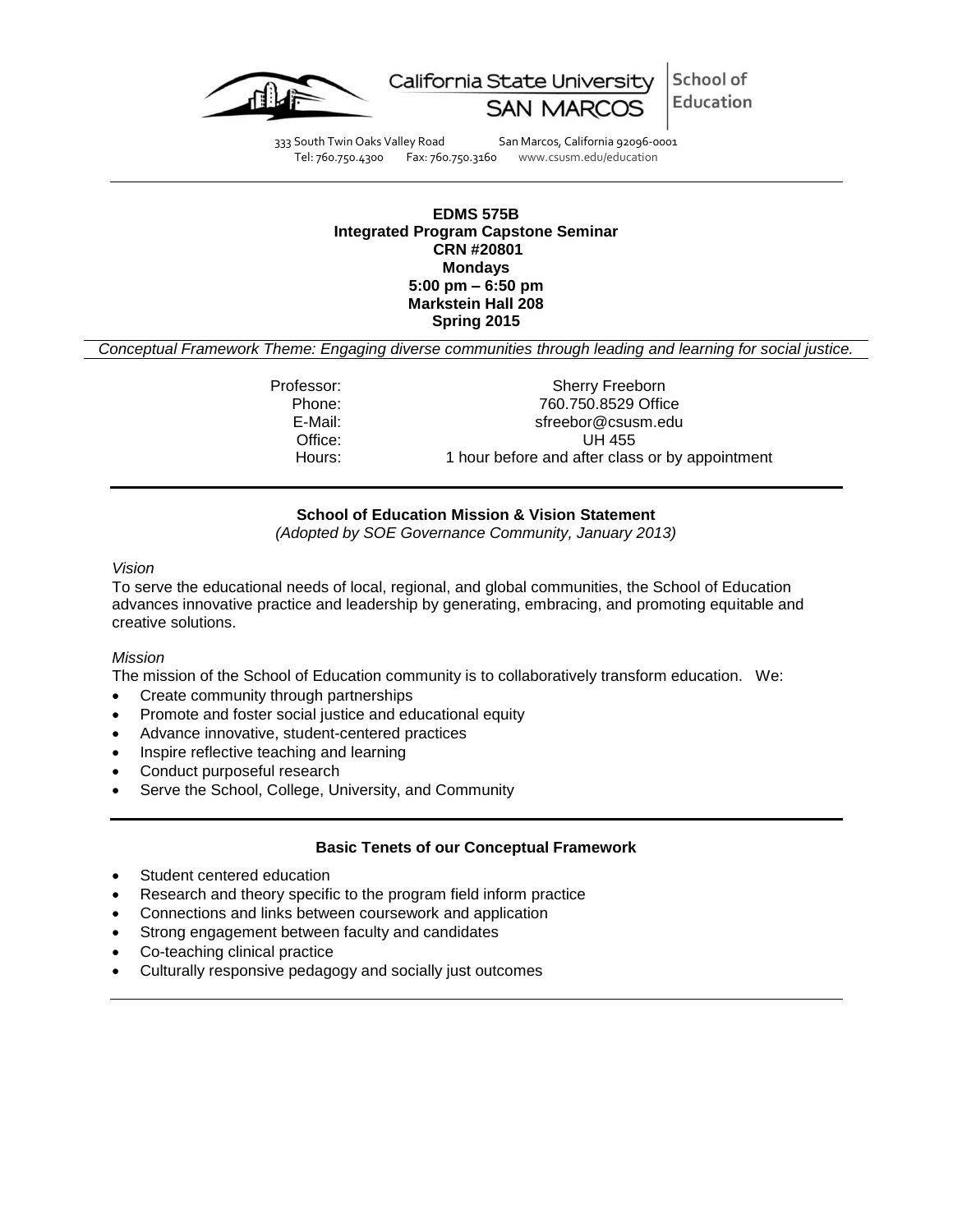California State University SAN MARCOS | School of Education

333 South Twin Oaks Valley Road San Marcos, California 92096-0001
Tel: 760.750.4300 Fax: 760.750.3160 www.csusm.edu/education

---

**EDMS 575B**
**Integrated Program Capstone Seminar**
**CRN #20801**
**Mondays**
**5:00 pm – 6:50 pm**
**Markstein Hall 208**
**Spring 2015**

*Conceptual Framework Theme: Engaging diverse communities through leading and learning for social justice.*

Professor: Sherry Freeborn
Phone: 760.750.8529 Office
E-Mail: sfreebor@csusm.edu
Office: UH 455
Hours: 1 hour before and after class or by appointment

---

## School of Education Mission & Vision Statement

*(Adopted by SOE Governance Community, January 2013)*

*Vision*

To serve the educational needs of local, regional, and global communities, the School of Education advances innovative practice and leadership by generating, embracing, and promoting equitable and creative solutions.

*Mission*

The mission of the School of Education community is to collaboratively transform education. We:

- Create community through partnerships
- Promote and foster social justice and educational equity
- Advance innovative, student-centered practices
- Inspire reflective teaching and learning
- Conduct purposeful research
- Serve the School, College, University, and Community

---

## Basic Tenets of our Conceptual Framework

- Student centered education
- Research and theory specific to the program field inform practice
- Connections and links between coursework and application
- Strong engagement between faculty and candidates
- Co-teaching clinical practice
- Culturally responsive pedagogy and socially just outcomes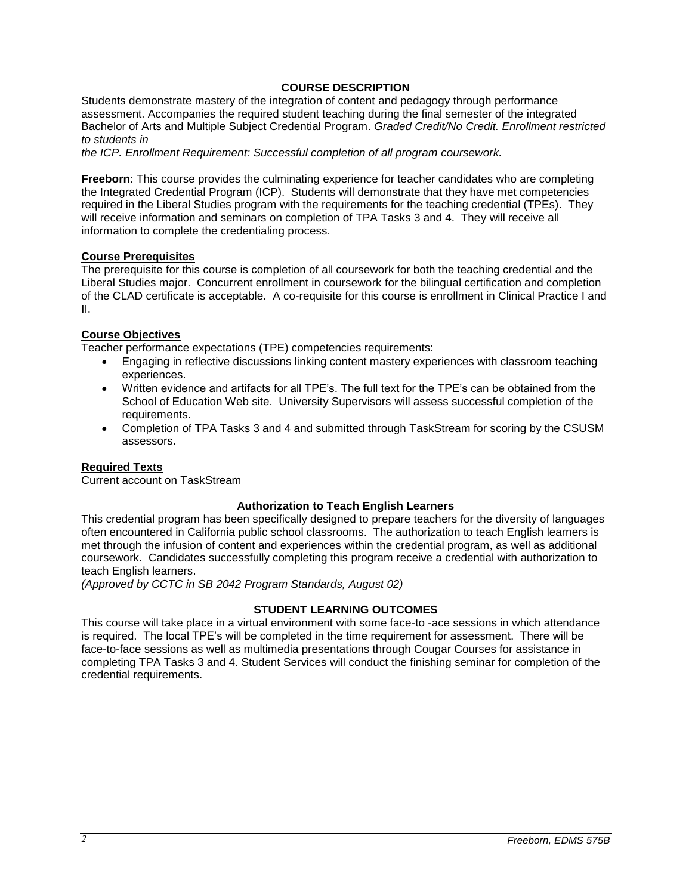## COURSE DESCRIPTION

Students demonstrate mastery of the integration of content and pedagogy through performance assessment. Accompanies the required student teaching during the final semester of the integrated Bachelor of Arts and Multiple Subject Credential Program. *Graded Credit/No Credit. Enrollment restricted to students in the ICP. Enrollment Requirement: Successful completion of all program coursework.*

**Freeborn**: This course provides the culminating experience for teacher candidates who are completing the Integrated Credential Program (ICP). Students will demonstrate that they have met competencies required in the Liberal Studies program with the requirements for the teaching credential (TPEs). They will receive information and seminars on completion of TPA Tasks 3 and 4. They will receive all information to complete the credentialing process.

### Course Prerequisites

The prerequisite for this course is completion of all coursework for both the teaching credential and the Liberal Studies major. Concurrent enrollment in coursework for the bilingual certification and completion of the CLAD certificate is acceptable. A co-requisite for this course is enrollment in Clinical Practice I and II.

### Course Objectives

Teacher performance expectations (TPE) competencies requirements:

- Engaging in reflective discussions linking content mastery experiences with classroom teaching experiences.
- Written evidence and artifacts for all TPE's. The full text for the TPE's can be obtained from the School of Education Web site. University Supervisors will assess successful completion of the requirements.
- Completion of TPA Tasks 3 and 4 and submitted through TaskStream for scoring by the CSUSM assessors.

### Required Texts

Current account on TaskStream

## Authorization to Teach English Learners

This credential program has been specifically designed to prepare teachers for the diversity of languages often encountered in California public school classrooms. The authorization to teach English learners is met through the infusion of content and experiences within the credential program, as well as additional coursework. Candidates successfully completing this program receive a credential with authorization to teach English learners.

*(Approved by CCTC in SB 2042 Program Standards, August 02)*

## STUDENT LEARNING OUTCOMES

This course will take place in a virtual environment with some face-to -ace sessions in which attendance is required. The local TPE's will be completed in the time requirement for assessment. There will be face-to-face sessions as well as multimedia presentations through Cougar Courses for assistance in completing TPA Tasks 3 and 4. Student Services will conduct the finishing seminar for completion of the credential requirements.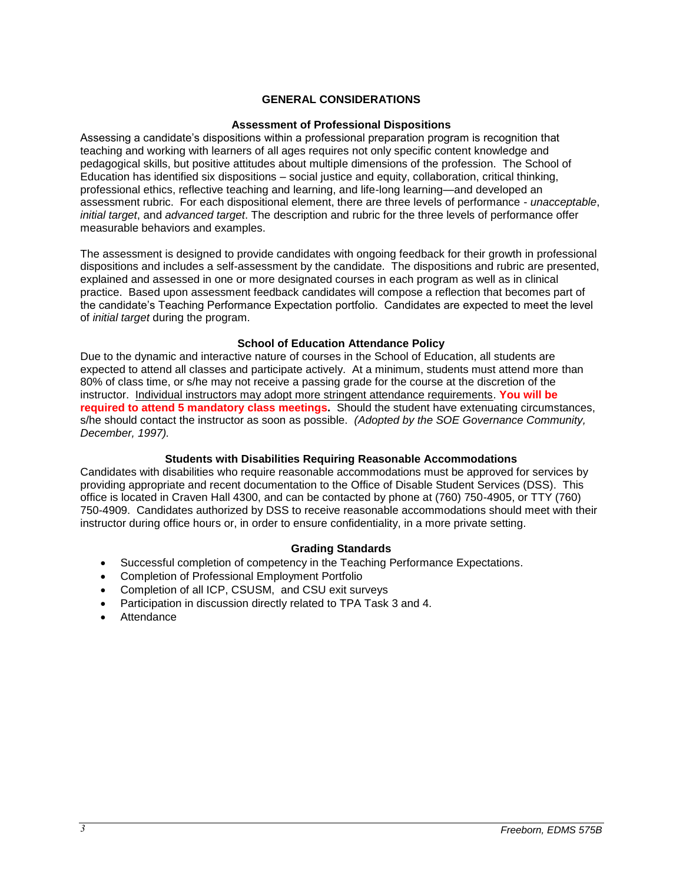## GENERAL CONSIDERATIONS

### Assessment of Professional Dispositions

Assessing a candidate's dispositions within a professional preparation program is recognition that teaching and working with learners of all ages requires not only specific content knowledge and pedagogical skills, but positive attitudes about multiple dimensions of the profession. The School of Education has identified six dispositions – social justice and equity, collaboration, critical thinking, professional ethics, reflective teaching and learning, and life-long learning—and developed an assessment rubric. For each dispositional element, there are three levels of performance - *unacceptable*, *initial target*, and *advanced target*. The description and rubric for the three levels of performance offer measurable behaviors and examples.

The assessment is designed to provide candidates with ongoing feedback for their growth in professional dispositions and includes a self-assessment by the candidate. The dispositions and rubric are presented, explained and assessed in one or more designated courses in each program as well as in clinical practice. Based upon assessment feedback candidates will compose a reflection that becomes part of the candidate's Teaching Performance Expectation portfolio. Candidates are expected to meet the level of *initial target* during the program.

### School of Education Attendance Policy

Due to the dynamic and interactive nature of courses in the School of Education, all students are expected to attend all classes and participate actively. At a minimum, students must attend more than 80% of class time, or s/he may not receive a passing grade for the course at the discretion of the instructor. <u>Individual instructors may adopt more stringent attendance requirements</u>. **You will be required to attend 5 mandatory class meetings.** Should the student have extenuating circumstances, s/he should contact the instructor as soon as possible. *(Adopted by the SOE Governance Community, December, 1997).*

### Students with Disabilities Requiring Reasonable Accommodations

Candidates with disabilities who require reasonable accommodations must be approved for services by providing appropriate and recent documentation to the Office of Disable Student Services (DSS). This office is located in Craven Hall 4300, and can be contacted by phone at (760) 750-4905, or TTY (760) 750-4909. Candidates authorized by DSS to receive reasonable accommodations should meet with their instructor during office hours or, in order to ensure confidentiality, in a more private setting.

### Grading Standards

- Successful completion of competency in the Teaching Performance Expectations.
- Completion of Professional Employment Portfolio
- Completion of all ICP, CSUSM, and CSU exit surveys
- Participation in discussion directly related to TPA Task 3 and 4.
- Attendance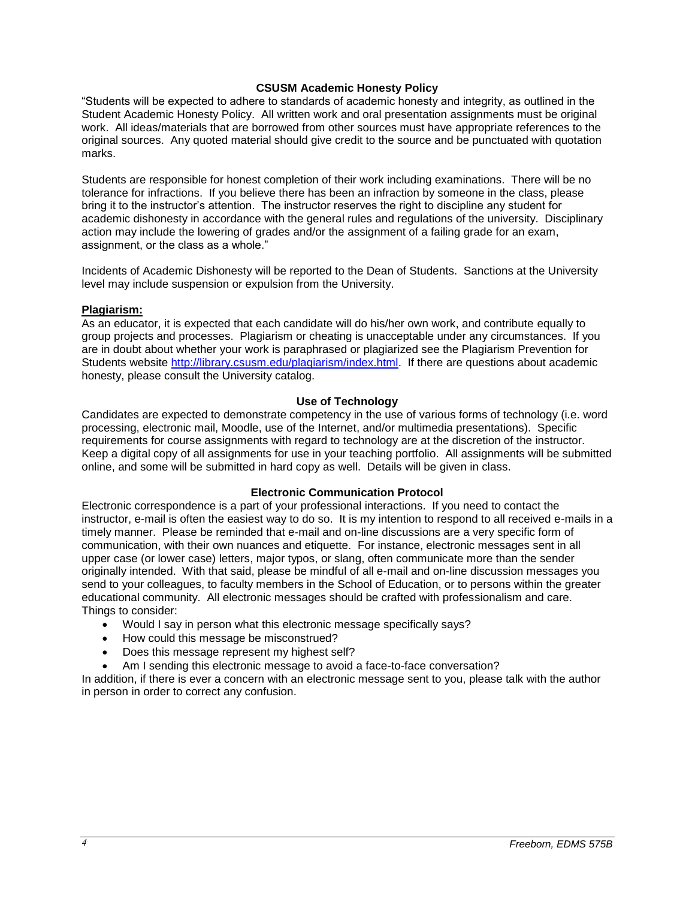### CSUSM Academic Honesty Policy

"Students will be expected to adhere to standards of academic honesty and integrity, as outlined in the Student Academic Honesty Policy. All written work and oral presentation assignments must be original work. All ideas/materials that are borrowed from other sources must have appropriate references to the original sources. Any quoted material should give credit to the source and be punctuated with quotation marks.

Students are responsible for honest completion of their work including examinations. There will be no tolerance for infractions. If you believe there has been an infraction by someone in the class, please bring it to the instructor's attention. The instructor reserves the right to discipline any student for academic dishonesty in accordance with the general rules and regulations of the university. Disciplinary action may include the lowering of grades and/or the assignment of a failing grade for an exam, assignment, or the class as a whole."

Incidents of Academic Dishonesty will be reported to the Dean of Students. Sanctions at the University level may include suspension or expulsion from the University.

**Plagiarism:**

As an educator, it is expected that each candidate will do his/her own work, and contribute equally to group projects and processes. Plagiarism or cheating is unacceptable under any circumstances. If you are in doubt about whether your work is paraphrased or plagiarized see the Plagiarism Prevention for Students website http://library.csusm.edu/plagiarism/index.html. If there are questions about academic honesty, please consult the University catalog.

### Use of Technology

Candidates are expected to demonstrate competency in the use of various forms of technology (i.e. word processing, electronic mail, Moodle, use of the Internet, and/or multimedia presentations). Specific requirements for course assignments with regard to technology are at the discretion of the instructor. Keep a digital copy of all assignments for use in your teaching portfolio. All assignments will be submitted online, and some will be submitted in hard copy as well. Details will be given in class.

### Electronic Communication Protocol

Electronic correspondence is a part of your professional interactions. If you need to contact the instructor, e-mail is often the easiest way to do so. It is my intention to respond to all received e-mails in a timely manner. Please be reminded that e-mail and on-line discussions are a very specific form of communication, with their own nuances and etiquette. For instance, electronic messages sent in all upper case (or lower case) letters, major typos, or slang, often communicate more than the sender originally intended. With that said, please be mindful of all e-mail and on-line discussion messages you send to your colleagues, to faculty members in the School of Education, or to persons within the greater educational community. All electronic messages should be crafted with professionalism and care. Things to consider:

- Would I say in person what this electronic message specifically says?
- How could this message be misconstrued?
- Does this message represent my highest self?
- Am I sending this electronic message to avoid a face-to-face conversation?

In addition, if there is ever a concern with an electronic message sent to you, please talk with the author in person in order to correct any confusion.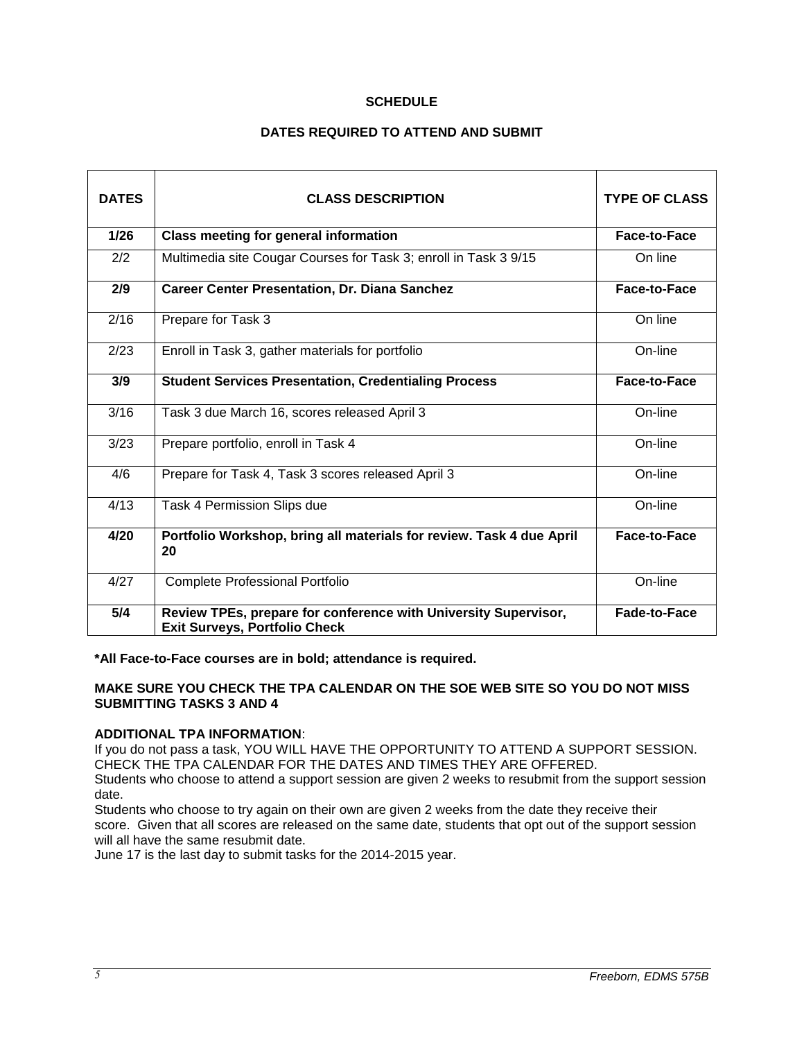**SCHEDULE**

**DATES REQUIRED TO ATTEND AND SUBMIT**

| DATES | CLASS DESCRIPTION | TYPE OF CLASS |
|---|---|---|
| **1/26** | **Class meeting for general information** | **Face-to-Face** |
| 2/2 | Multimedia site Cougar Courses for Task 3; enroll in Task 3 9/15 | On line |
| **2/9** | **Career Center Presentation, Dr. Diana Sanchez** | **Face-to-Face** |
| 2/16 | Prepare for Task 3 | On line |
| 2/23 | Enroll in Task 3, gather materials for portfolio | On-line |
| **3/9** | **Student Services Presentation, Credentialing Process** | **Face-to-Face** |
| 3/16 | Task 3 due March 16, scores released April 3 | On-line |
| 3/23 | Prepare portfolio, enroll in Task 4 | On-line |
| 4/6 | Prepare for Task 4, Task 3 scores released April 3 | On-line |
| 4/13 | Task 4 Permission Slips due | On-line |
| **4/20** | **Portfolio Workshop, bring all materials for review. Task 4 due April 20** | **Face-to-Face** |
| 4/27 | Complete Professional Portfolio | On-line |
| **5/4** | **Review TPEs, prepare for conference with University Supervisor, Exit Surveys, Portfolio Check** | **Fade-to-Face** |

**\*All Face-to-Face courses are in bold; attendance is required.**

**MAKE SURE YOU CHECK THE TPA CALENDAR ON THE SOE WEB SITE SO YOU DO NOT MISS SUBMITTING TASKS 3 AND 4**

**ADDITIONAL TPA INFORMATION**:
If you do not pass a task, YOU WILL HAVE THE OPPORTUNITY TO ATTEND A SUPPORT SESSION. CHECK THE TPA CALENDAR FOR THE DATES AND TIMES THEY ARE OFFERED.
Students who choose to attend a support session are given 2 weeks to resubmit from the support session date.
Students who choose to try again on their own are given 2 weeks from the date they receive their score. Given that all scores are released on the same date, students that opt out of the support session will all have the same resubmit date.
June 17 is the last day to submit tasks for the 2014-2015 year.